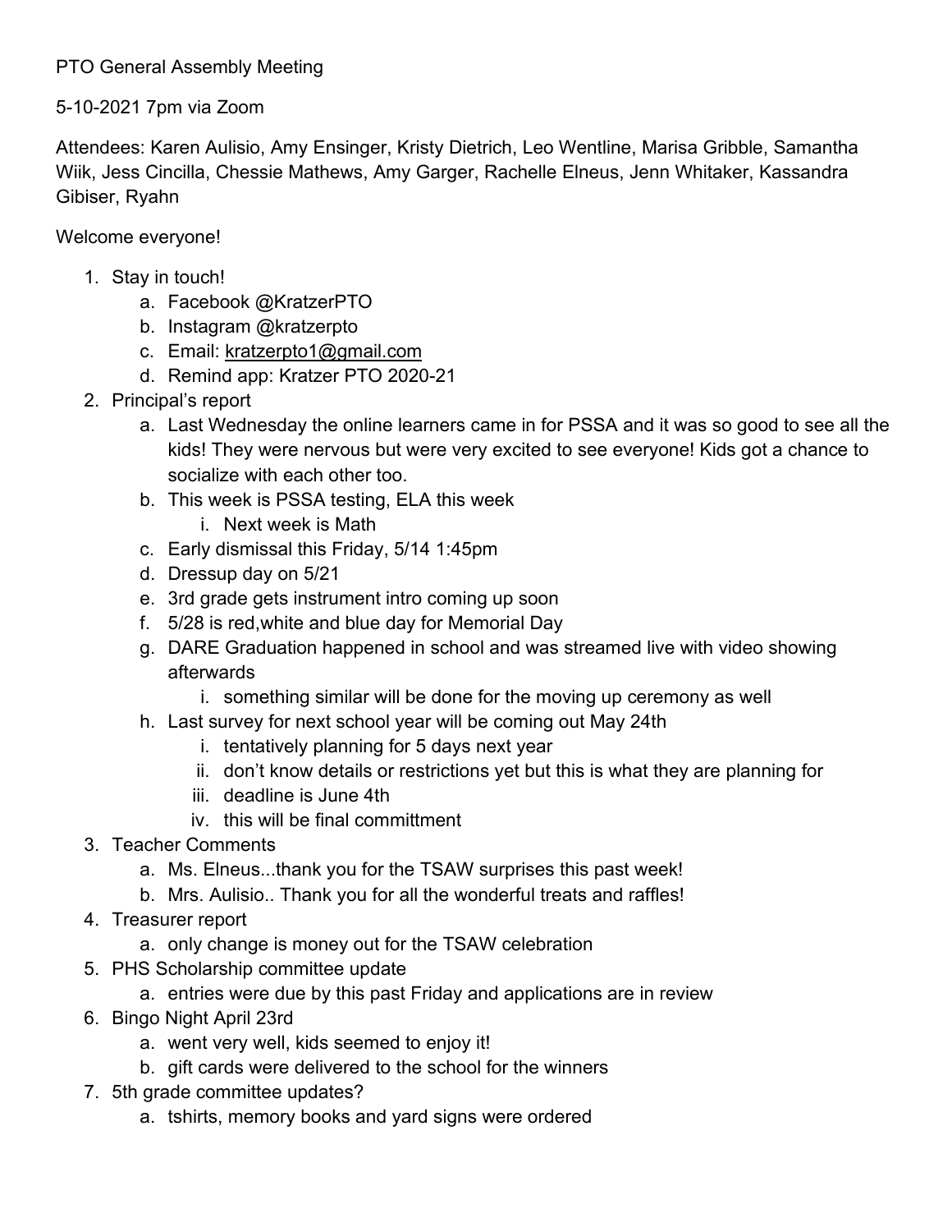PTO General Assembly Meeting

5-10-2021 7pm via Zoom

Attendees: Karen Aulisio, Amy Ensinger, Kristy Dietrich, Leo Wentline, Marisa Gribble, Samantha Wiik, Jess Cincilla, Chessie Mathews, Amy Garger, Rachelle Elneus, Jenn Whitaker, Kassandra Gibiser, Ryahn

Welcome everyone!

1. Stay in touch!
   a. Facebook @KratzerPTO
   b. Instagram @kratzerpto
   c. Email: kratzerpto1@gmail.com
   d. Remind app: Kratzer PTO 2020-21
2. Principal's report
   a. Last Wednesday the online learners came in for PSSA and it was so good to see all the kids! They were nervous but were very excited to see everyone! Kids got a chance to socialize with each other too.
   b. This week is PSSA testing, ELA this week
      i. Next week is Math
   c. Early dismissal this Friday, 5/14 1:45pm
   d. Dressup day on 5/21
   e. 3rd grade gets instrument intro coming up soon
   f. 5/28 is red,white and blue day for Memorial Day
   g. DARE Graduation happened in school and was streamed live with video showing afterwards
      i. something similar will be done for the moving up ceremony as well
   h. Last survey for next school year will be coming out May 24th
      i. tentatively planning for 5 days next year
      ii. don't know details or restrictions yet but this is what they are planning for
      iii. deadline is June 4th
      iv. this will be final committment
3. Teacher Comments
   a. Ms. Elneus...thank you for the TSAW surprises this past week!
   b. Mrs. Aulisio.. Thank you for all the wonderful treats and raffles!
4. Treasurer report
   a. only change is money out for the TSAW celebration
5. PHS Scholarship committee update
   a. entries were due by this past Friday and applications are in review
6. Bingo Night April 23rd
   a. went very well, kids seemed to enjoy it!
   b. gift cards were delivered to the school for the winners
7. 5th grade committee updates?
   a. tshirts, memory books and yard signs were ordered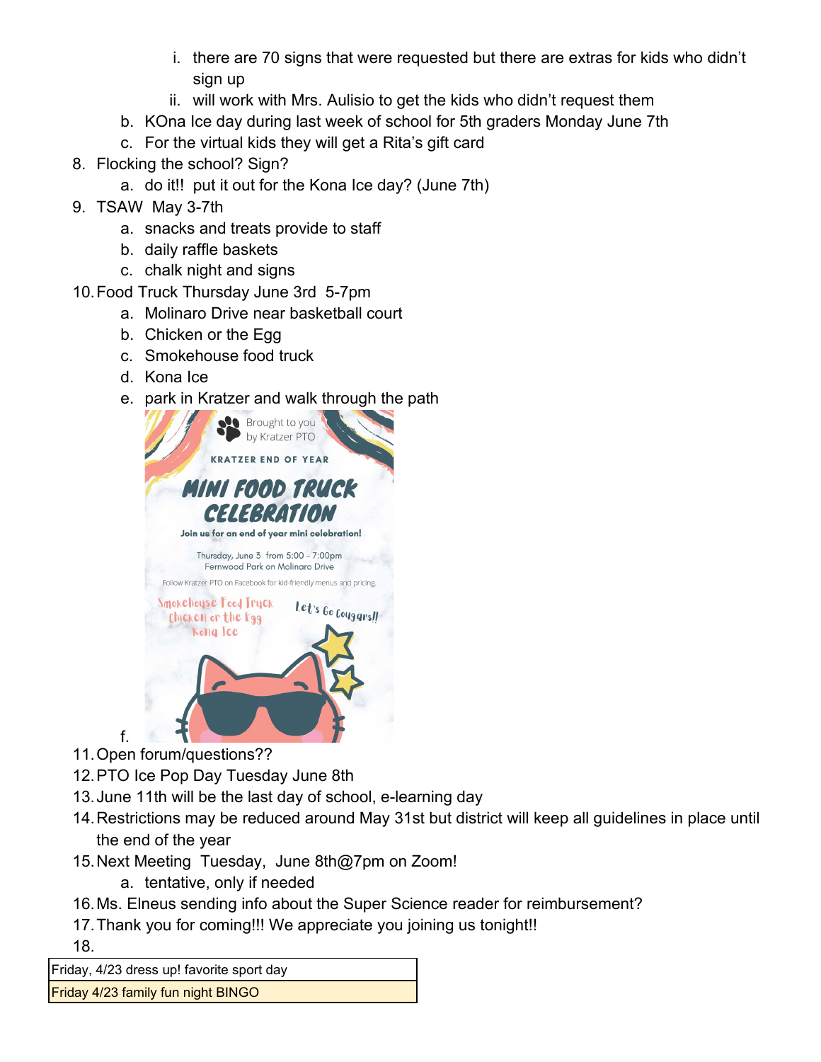i. there are 70 signs that were requested but there are extras for kids who didn't sign up
        ii. will work with Mrs. Aulisio to get the kids who didn't request them
    b. KOna Ice day during last week of school for 5th graders Monday June 7th
    c. For the virtual kids they will get a Rita's gift card
8. Flocking the school? Sign?
    a. do it!! put it out for the Kona Ice day? (June 7th)
9. TSAW May 3-7th
    a. snacks and treats provide to staff
    b. daily raffle baskets
    c. chalk night and signs
10. Food Truck Thursday June 3rd 5-7pm
    a. Molinaro Drive near basketball court
    b. Chicken or the Egg
    c. Smokehouse food truck
    d. Kona Ice
    e. park in Kratzer and walk through the path
    f. Brought to you by Kratzer PTO
       KRATZER END OF YEAR
       MINI FOOD TRUCK CELEBRATION
       Join us for an end of year mini celebration!
       Thursday, June 3 from 5:00 - 7:00pm
       Fernwood Park on Molinaro Drive
       Follow Kratzer PTO on Facebook for kid-friendly menus and pricing.
       Smokehouse Food Truck
       Chicken or the Egg
       Kona Ice
       Let's Go Cougars!!
11. Open forum/questions??
12. PTO Ice Pop Day Tuesday June 8th
13. June 11th will be the last day of school, e-learning day
14. Restrictions may be reduced around May 31st but district will keep all guidelines in place until the end of the year
15. Next Meeting Tuesday, June 8th@7pm on Zoom!
    a. tentative, only if needed
16. Ms. Elneus sending info about the Super Science reader for reimbursement?
17. Thank you for coming!!! We appreciate you joining us tonight!!
18.

| Friday, 4/23 dress up! favorite sport day |
|---|
| Friday 4/23 family fun night BINGO |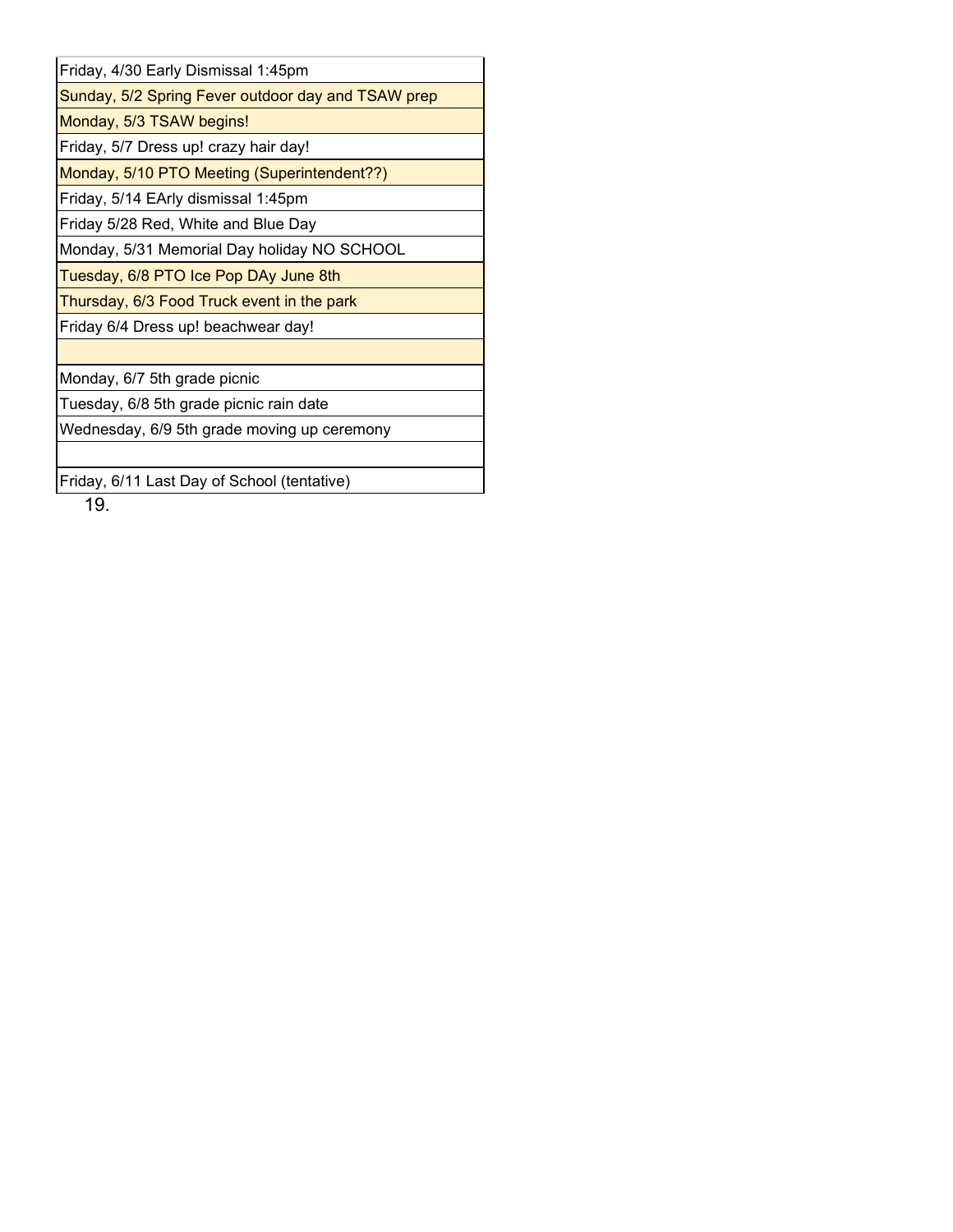| |
|---|
| Friday, 4/30 Early Dismissal 1:45pm |
| Sunday, 5/2 Spring Fever outdoor day and TSAW prep |
| Monday, 5/3 TSAW begins! |
| Friday, 5/7 Dress up! crazy hair day! |
| Monday, 5/10 PTO Meeting (Superintendent??) |
| Friday, 5/14 EArly dismissal 1:45pm |
| Friday 5/28 Red, White and Blue Day |
| Monday, 5/31 Memorial Day holiday NO SCHOOL |
| Tuesday, 6/8 PTO Ice Pop DAy June 8th |
| Thursday, 6/3 Food Truck event in the park |
| Friday 6/4 Dress up! beachwear day! |
| |
| Monday, 6/7 5th grade picnic |
| Tuesday, 6/8 5th grade picnic rain date |
| Wednesday, 6/9 5th grade moving up ceremony |
| |
| Friday, 6/11 Last Day of School (tentative) |

19.